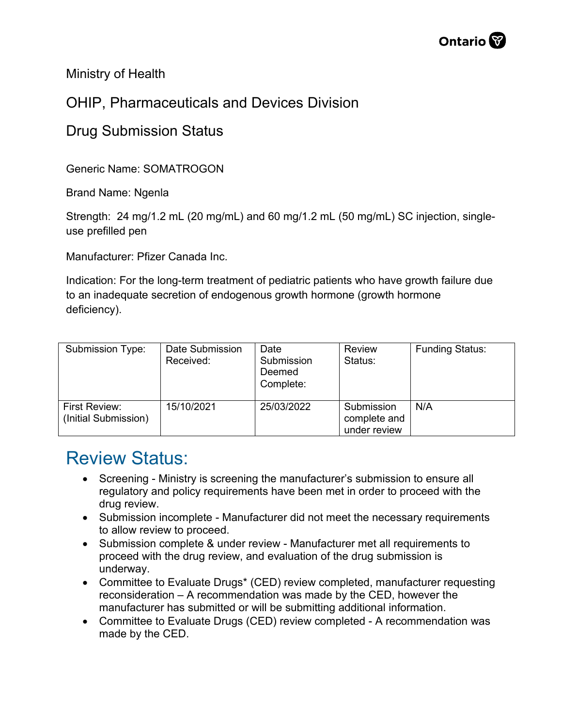Ministry of Health

OHIP, Pharmaceuticals and Devices Division

Drug Submission Status

Generic Name: SOMATROGON

Brand Name: Ngenla

Strength: 24 mg/1.2 mL (20 mg/mL) and 60 mg/1.2 mL (50 mg/mL) SC injection, single-use prefilled pen

Manufacturer: Pfizer Canada Inc.

Indication: For the long-term treatment of pediatric patients who have growth failure due to an inadequate secretion of endogenous growth hormone (growth hormone deficiency).

| Submission Type: | Date Submission Received: | Date Submission Deemed Complete: | Review Status: | Funding Status: |
|---|---|---|---|---|
| First Review: (Initial Submission) | 15/10/2021 | 25/03/2022 | Submission complete and under review | N/A |

# Review Status:

- Screening - Ministry is screening the manufacturer's submission to ensure all regulatory and policy requirements have been met in order to proceed with the drug review.
- Submission incomplete - Manufacturer did not meet the necessary requirements to allow review to proceed.
- Submission complete & under review - Manufacturer met all requirements to proceed with the drug review, and evaluation of the drug submission is underway.
- Committee to Evaluate Drugs* (CED) review completed, manufacturer requesting reconsideration – A recommendation was made by the CED, however the manufacturer has submitted or will be submitting additional information.
- Committee to Evaluate Drugs (CED) review completed - A recommendation was made by the CED.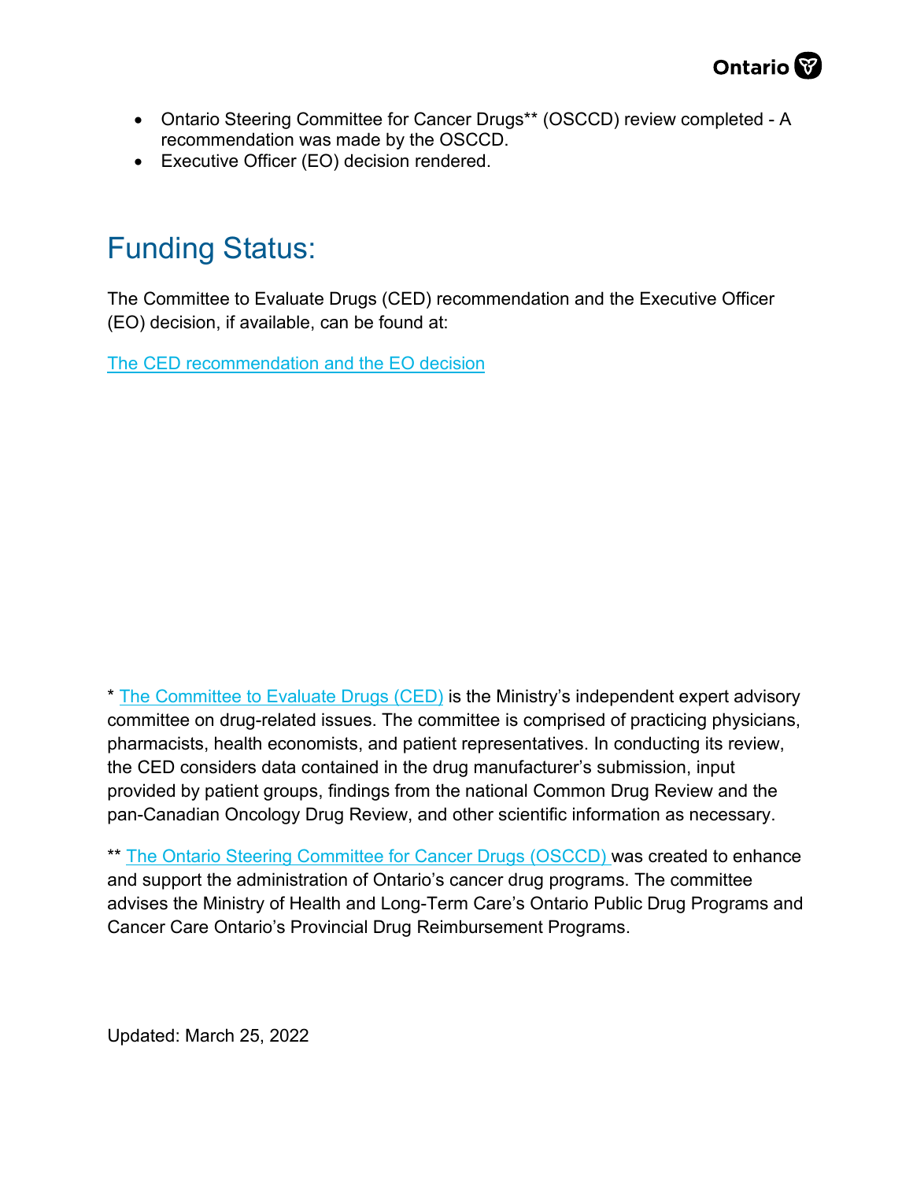- Ontario Steering Committee for Cancer Drugs** (OSCCD) review completed - A recommendation was made by the OSCCD.
- Executive Officer (EO) decision rendered.

## Funding Status:

The Committee to Evaluate Drugs (CED) recommendation and the Executive Officer (EO) decision, if available, can be found at:

The CED recommendation and the EO decision

* The Committee to Evaluate Drugs (CED) is the Ministry's independent expert advisory committee on drug-related issues. The committee is comprised of practicing physicians, pharmacists, health economists, and patient representatives. In conducting its review, the CED considers data contained in the drug manufacturer's submission, input provided by patient groups, findings from the national Common Drug Review and the pan-Canadian Oncology Drug Review, and other scientific information as necessary.

** The Ontario Steering Committee for Cancer Drugs (OSCCD) was created to enhance and support the administration of Ontario's cancer drug programs. The committee advises the Ministry of Health and Long-Term Care's Ontario Public Drug Programs and Cancer Care Ontario's Provincial Drug Reimbursement Programs.

Updated: March 25, 2022